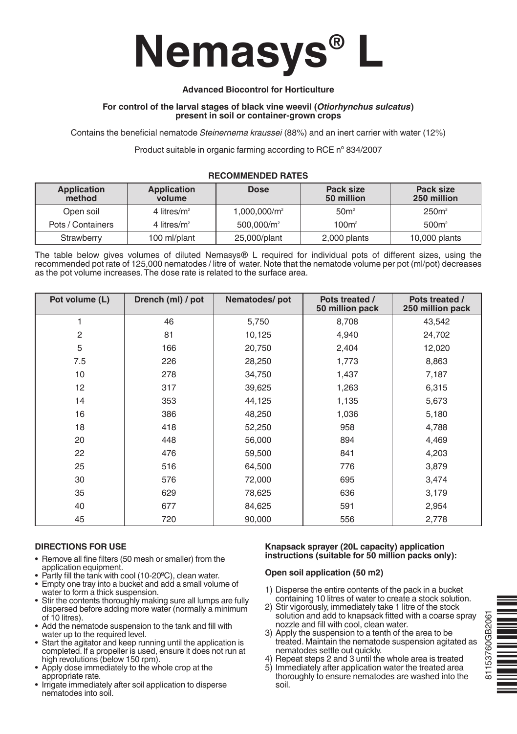# Nemasys® L

**Advanced Biocontrol for Horticulture**

**For control of the larval stages of black vine weevil (*Otiorhynchus sulcatus*) present in soil or container-grown crops**

Contains the beneficial nematode *Steinernema kraussei* (88%) and an inert carrier with water (12%)

Product suitable in organic farming according to RCE nº 834/2007

**RECOMMENDED RATES**

| Application method | Application volume | Dose | Pack size 50 million | Pack size 250 million |
|---|---|---|---|---|
| Open soil | 4 litres/m² | 1,000,000/m² | 50m² | 250m² |
| Pots / Containers | 4 litres/m² | 500,000/m² | 100m² | 500m² |
| Strawberry | 100 ml/plant | 25,000/plant | 2,000 plants | 10,000 plants |

The table below gives volumes of diluted Nemasys® L required for individual pots of different sizes, using the recommended pot rate of 125,000 nematodes / litre of water. Note that the nematode volume per pot (ml/pot) decreases as the pot volume increases. The dose rate is related to the surface area.

| Pot volume (L) | Drench (ml) / pot | Nematodes/ pot | Pots treated / 50 million pack | Pots treated / 250 million pack |
|---|---|---|---|---|
| 1 | 46 | 5,750 | 8,708 | 43,542 |
| 2 | 81 | 10,125 | 4,940 | 24,702 |
| 5 | 166 | 20,750 | 2,404 | 12,020 |
| 7.5 | 226 | 28,250 | 1,773 | 8,863 |
| 10 | 278 | 34,750 | 1,437 | 7,187 |
| 12 | 317 | 39,625 | 1,263 | 6,315 |
| 14 | 353 | 44,125 | 1,135 | 5,673 |
| 16 | 386 | 48,250 | 1,036 | 5,180 |
| 18 | 418 | 52,250 | 958 | 4,788 |
| 20 | 448 | 56,000 | 894 | 4,469 |
| 22 | 476 | 59,500 | 841 | 4,203 |
| 25 | 516 | 64,500 | 776 | 3,879 |
| 30 | 576 | 72,000 | 695 | 3,474 |
| 35 | 629 | 78,625 | 636 | 3,179 |
| 40 | 677 | 84,625 | 591 | 2,954 |
| 45 | 720 | 90,000 | 556 | 2,778 |

**DIRECTIONS FOR USE**

- Remove all fine filters (50 mesh or smaller) from the application equipment.
- Partly fill the tank with cool (10-20ºC), clean water.
- Empty one tray into a bucket and add a small volume of water to form a thick suspension.
- Stir the contents thoroughly making sure all lumps are fully dispersed before adding more water (normally a minimum of 10 litres).
- Add the nematode suspension to the tank and fill with water up to the required level.
- Start the agitator and keep running until the application is completed. If a propeller is used, ensure it does not run at high revolutions (below 150 rpm).
- Apply dose immediately to the whole crop at the appropriate rate.
- Irrigate immediately after soil application to disperse nematodes into soil.

**Knapsack sprayer (20L capacity) application instructions (suitable for 50 million packs only):**

**Open soil application (50 m2)**

1) Disperse the entire contents of the pack in a bucket containing 10 litres of water to create a stock solution.
2) Stir vigorously, immediately take 1 litre of the stock solution and add to knapsack fitted with a coarse spray nozzle and fill with cool, clean water.
3) Apply the suspension to a tenth of the area to be treated. Maintain the nematode suspension agitated as nematodes settle out quickly.
4) Repeat steps 2 and 3 until the whole area is treated
5) Immediately after application water the treated area thoroughly to ensure nematodes are washed into the soil.

81153760GB2061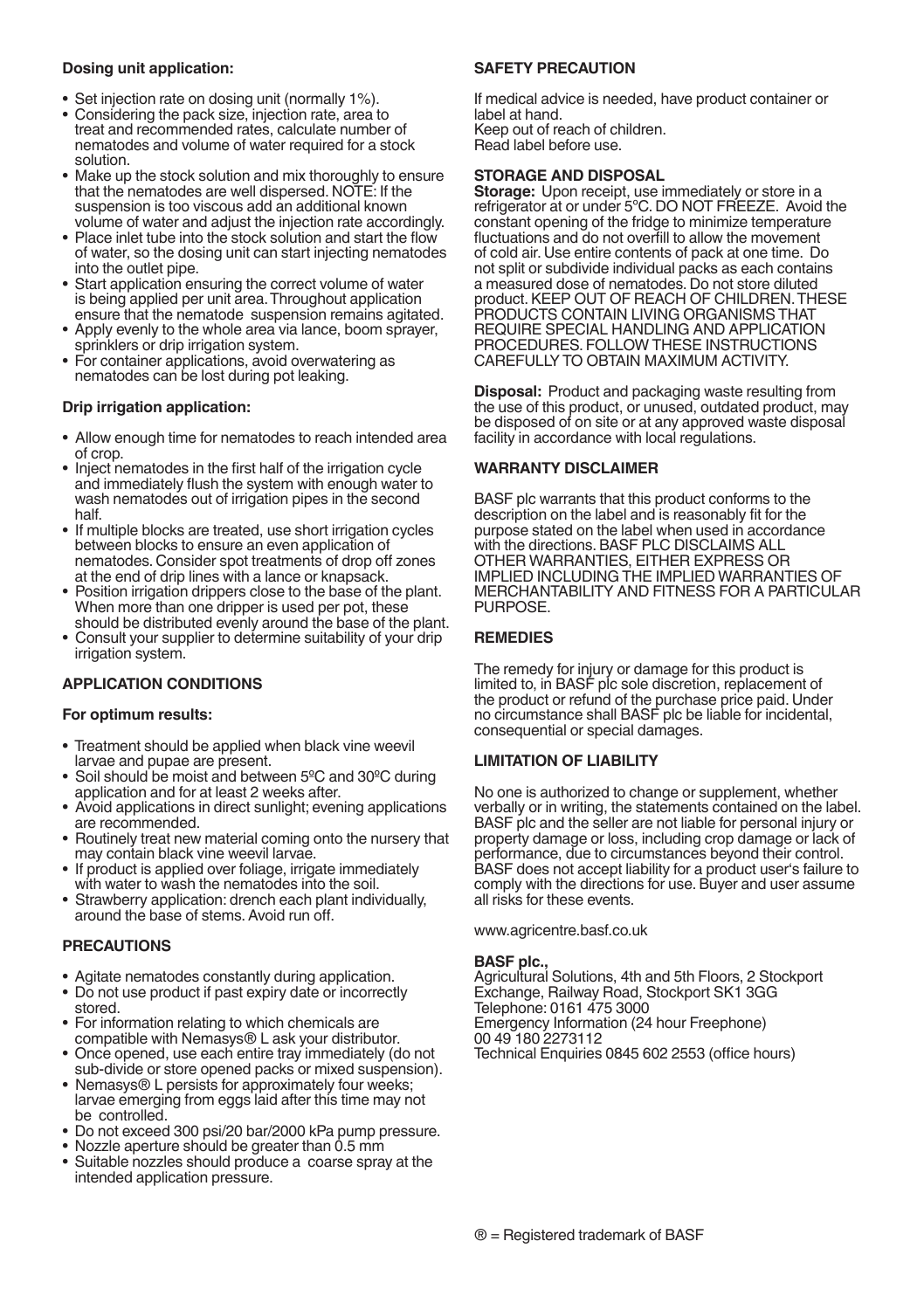**Dosing unit application:**

- Set injection rate on dosing unit (normally 1%).
- Considering the pack size, injection rate, area to treat and recommended rates, calculate number of nematodes and volume of water required for a stock solution.
- Make up the stock solution and mix thoroughly to ensure that the nematodes are well dispersed. NOTE: If the suspension is too viscous add an additional known volume of water and adjust the injection rate accordingly.
- Place inlet tube into the stock solution and start the flow of water, so the dosing unit can start injecting nematodes into the outlet pipe.
- Start application ensuring the correct volume of water is being applied per unit area. Throughout application ensure that the nematode suspension remains agitated.
- Apply evenly to the whole area via lance, boom sprayer, sprinklers or drip irrigation system.
- For container applications, avoid overwatering as nematodes can be lost during pot leaking.

**Drip irrigation application:**

- Allow enough time for nematodes to reach intended area of crop.
- Inject nematodes in the first half of the irrigation cycle and immediately flush the system with enough water to wash nematodes out of irrigation pipes in the second half.
- If multiple blocks are treated, use short irrigation cycles between blocks to ensure an even application of nematodes. Consider spot treatments of drop off zones at the end of drip lines with a lance or knapsack.
- Position irrigation drippers close to the base of the plant. When more than one dripper is used per pot, these should be distributed evenly around the base of the plant.
- Consult your supplier to determine suitability of your drip irrigation system.

**APPLICATION CONDITIONS**

**For optimum results:**

- Treatment should be applied when black vine weevil larvae and pupae are present.
- Soil should be moist and between 5ºC and 30ºC during application and for at least 2 weeks after.
- Avoid applications in direct sunlight; evening applications are recommended.
- Routinely treat new material coming onto the nursery that may contain black vine weevil larvae.
- If product is applied over foliage, irrigate immediately with water to wash the nematodes into the soil.
- Strawberry application: drench each plant individually, around the base of stems. Avoid run off.

**PRECAUTIONS**

- Agitate nematodes constantly during application.
- Do not use product if past expiry date or incorrectly stored.
- For information relating to which chemicals are compatible with Nemasys® L ask your distributor.
- Once opened, use each entire tray immediately (do not sub-divide or store opened packs or mixed suspension).
- Nemasys® L persists for approximately four weeks; larvae emerging from eggs laid after this time may not be controlled.
- Do not exceed 300 psi/20 bar/2000 kPa pump pressure.
- Nozzle aperture should be greater than 0.5 mm
- Suitable nozzles should produce a coarse spray at the intended application pressure.

**SAFETY PRECAUTION**

If medical advice is needed, have product container or label at hand.
Keep out of reach of children.
Read label before use.

**STORAGE AND DISPOSAL**

**Storage:** Upon receipt, use immediately or store in a refrigerator at or under 5ºC. DO NOT FREEZE. Avoid the constant opening of the fridge to minimize temperature fluctuations and do not overfill to allow the movement of cold air. Use entire contents of pack at one time. Do not split or subdivide individual packs as each contains a measured dose of nematodes. Do not store diluted product. KEEP OUT OF REACH OF CHILDREN. THESE PRODUCTS CONTAIN LIVING ORGANISMS THAT REQUIRE SPECIAL HANDLING AND APPLICATION PROCEDURES. FOLLOW THESE INSTRUCTIONS CAREFULLY TO OBTAIN MAXIMUM ACTIVITY.

**Disposal:** Product and packaging waste resulting from the use of this product, or unused, outdated product, may be disposed of on site or at any approved waste disposal facility in accordance with local regulations.

**WARRANTY DISCLAIMER**

BASF plc warrants that this product conforms to the description on the label and is reasonably fit for the purpose stated on the label when used in accordance with the directions. BASF PLC DISCLAIMS ALL OTHER WARRANTIES, EITHER EXPRESS OR IMPLIED INCLUDING THE IMPLIED WARRANTIES OF MERCHANTABILITY AND FITNESS FOR A PARTICULAR PURPOSE.

**REMEDIES**

The remedy for injury or damage for this product is limited to, in BASF plc sole discretion, replacement of the product or refund of the purchase price paid. Under no circumstance shall BASF plc be liable for incidental, consequential or special damages.

**LIMITATION OF LIABILITY**

No one is authorized to change or supplement, whether verbally or in writing, the statements contained on the label. BASF plc and the seller are not liable for personal injury or property damage or loss, including crop damage or lack of performance, due to circumstances beyond their control. BASF does not accept liability for a product user's failure to comply with the directions for use. Buyer and user assume all risks for these events.

www.agricentre.basf.co.uk

**BASF plc.,**
Agricultural Solutions, 4th and 5th Floors, 2 Stockport Exchange, Railway Road, Stockport SK1 3GG
Telephone: 0161 475 3000
Emergency Information (24 hour Freephone)
00 49 180 2273112
Technical Enquiries 0845 602 2553 (office hours)

® = Registered trademark of BASF